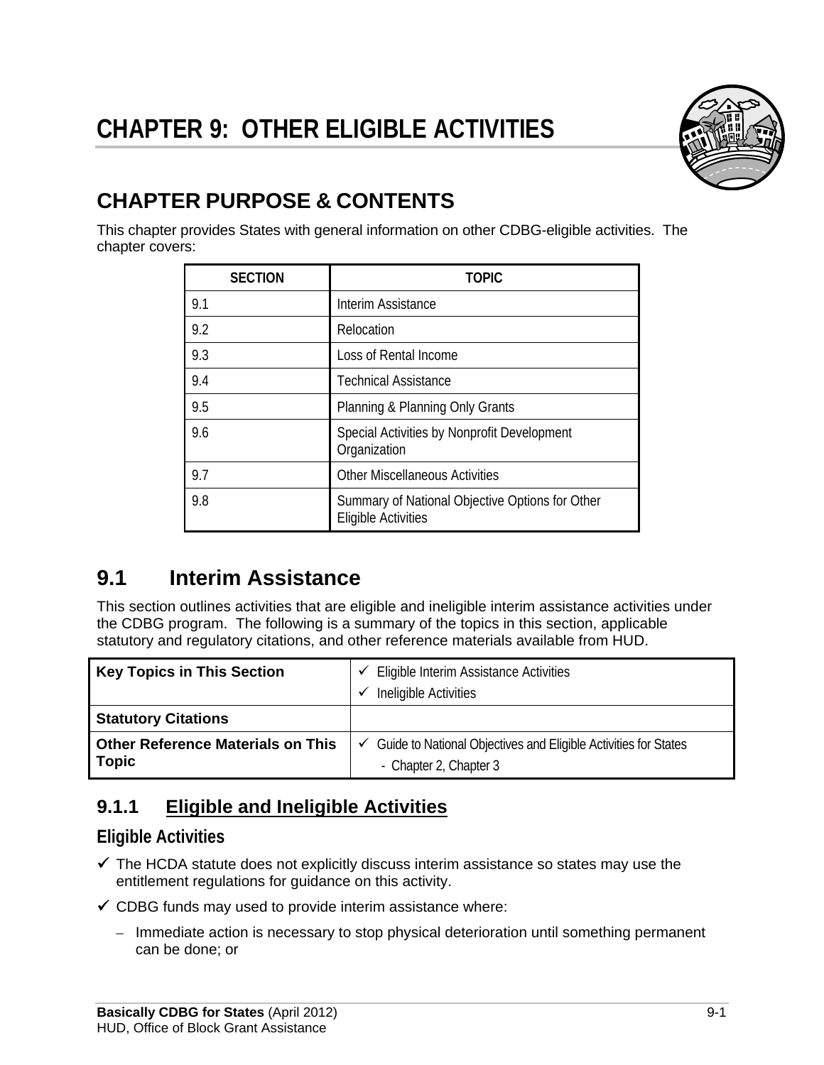# CHAPTER 9: OTHER ELIGIBLE ACTIVITIES

## CHAPTER PURPOSE & CONTENTS

This chapter provides States with general information on other CDBG-eligible activities. The chapter covers:

| SECTION | TOPIC |
|---|---|
| 9.1 | Interim Assistance |
| 9.2 | Relocation |
| 9.3 | Loss of Rental Income |
| 9.4 | Technical Assistance |
| 9.5 | Planning & Planning Only Grants |
| 9.6 | Special Activities by Nonprofit Development Organization |
| 9.7 | Other Miscellaneous Activities |
| 9.8 | Summary of National Objective Options for Other Eligible Activities |

## 9.1 Interim Assistance

This section outlines activities that are eligible and ineligible interim assistance activities under the CDBG program. The following is a summary of the topics in this section, applicable statutory and regulatory citations, and other reference materials available from HUD.

| Key Topics in This Section | ✓ Eligible Interim Assistance Activities<br>✓ Ineligible Activities |
|---|---|
| **Statutory Citations** | |
| **Other Reference Materials on This Topic** | ✓ Guide to National Objectives and Eligible Activities for States<br>- Chapter 2, Chapter 3 |

### 9.1.1 Eligible and Ineligible Activities

#### Eligible Activities

- ✓ The HCDA statute does not explicitly discuss interim assistance so states may use the entitlement regulations for guidance on this activity.
- ✓ CDBG funds may used to provide interim assistance where:
  - Immediate action is necessary to stop physical deterioration until something permanent can be done; or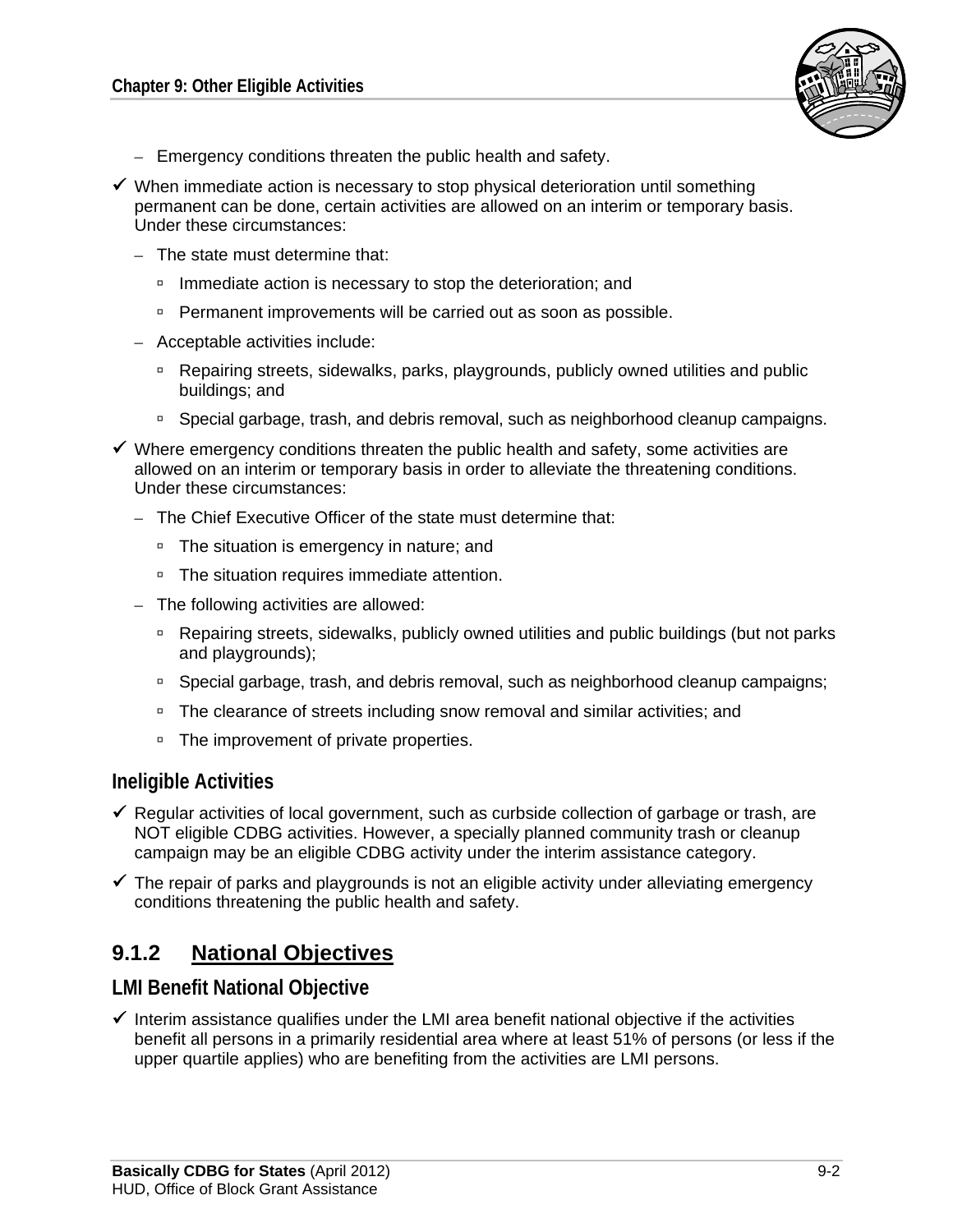- Emergency conditions threaten the public health and safety.

- ✓ When immediate action is necessary to stop physical deterioration until something permanent can be done, certain activities are allowed on an interim or temporary basis. Under these circumstances:
  - The state must determine that:
    - Immediate action is necessary to stop the deterioration; and
    - Permanent improvements will be carried out as soon as possible.
  - Acceptable activities include:
    - Repairing streets, sidewalks, parks, playgrounds, publicly owned utilities and public buildings; and
    - Special garbage, trash, and debris removal, such as neighborhood cleanup campaigns.

- ✓ Where emergency conditions threaten the public health and safety, some activities are allowed on an interim or temporary basis in order to alleviate the threatening conditions. Under these circumstances:
  - The Chief Executive Officer of the state must determine that:
    - The situation is emergency in nature; and
    - The situation requires immediate attention.
  - The following activities are allowed:
    - Repairing streets, sidewalks, publicly owned utilities and public buildings (but not parks and playgrounds);
    - Special garbage, trash, and debris removal, such as neighborhood cleanup campaigns;
    - The clearance of streets including snow removal and similar activities; and
    - The improvement of private properties.

### Ineligible Activities

- ✓ Regular activities of local government, such as curbside collection of garbage or trash, are NOT eligible CDBG activities. However, a specially planned community trash or cleanup campaign may be an eligible CDBG activity under the interim assistance category.
- ✓ The repair of parks and playgrounds is not an eligible activity under alleviating emergency conditions threatening the public health and safety.

## 9.1.2 National Objectives

### LMI Benefit National Objective

- ✓ Interim assistance qualifies under the LMI area benefit national objective if the activities benefit all persons in a primarily residential area where at least 51% of persons (or less if the upper quartile applies) who are benefiting from the activities are LMI persons.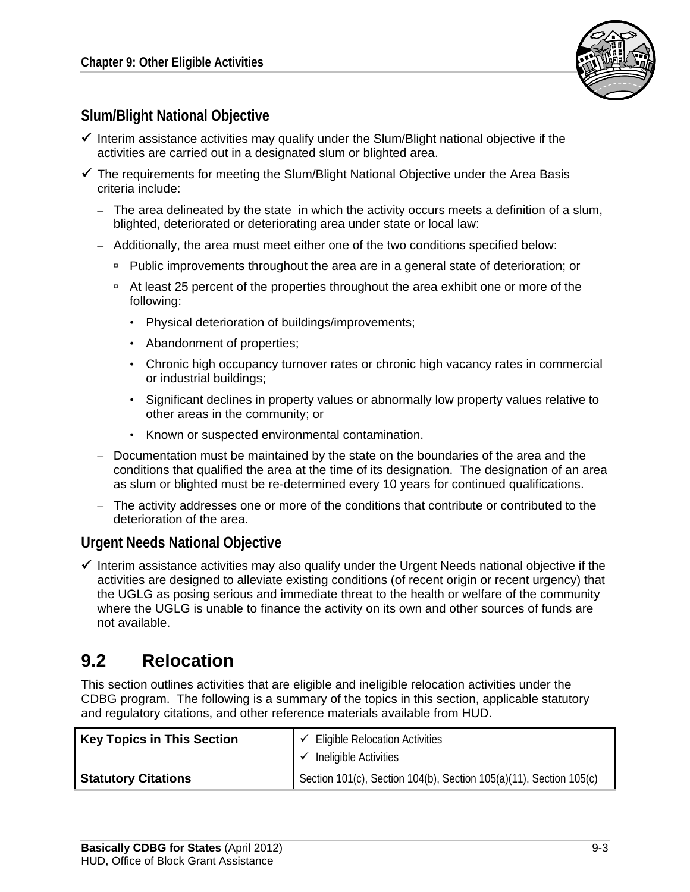### Slum/Blight National Objective

- ✓ Interim assistance activities may qualify under the Slum/Blight national objective if the activities are carried out in a designated slum or blighted area.
- ✓ The requirements for meeting the Slum/Blight National Objective under the Area Basis criteria include:
  - The area delineated by the state in which the activity occurs meets a definition of a slum, blighted, deteriorated or deteriorating area under state or local law:
  - Additionally, the area must meet either one of the two conditions specified below:
    - Public improvements throughout the area are in a general state of deterioration; or
    - At least 25 percent of the properties throughout the area exhibit one or more of the following:
      - Physical deterioration of buildings/improvements;
      - Abandonment of properties;
      - Chronic high occupancy turnover rates or chronic high vacancy rates in commercial or industrial buildings;
      - Significant declines in property values or abnormally low property values relative to other areas in the community; or
      - Known or suspected environmental contamination.
  - Documentation must be maintained by the state on the boundaries of the area and the conditions that qualified the area at the time of its designation. The designation of an area as slum or blighted must be re-determined every 10 years for continued qualifications.
  - The activity addresses one or more of the conditions that contribute or contributed to the deterioration of the area.

### Urgent Needs National Objective

- ✓ Interim assistance activities may also qualify under the Urgent Needs national objective if the activities are designed to alleviate existing conditions (of recent origin or recent urgency) that the UGLG as posing serious and immediate threat to the health or welfare of the community where the UGLG is unable to finance the activity on its own and other sources of funds are not available.

## 9.2 Relocation

This section outlines activities that are eligible and ineligible relocation activities under the CDBG program. The following is a summary of the topics in this section, applicable statutory and regulatory citations, and other reference materials available from HUD.

| Key Topics in This Section | ✓ Eligible Relocation Activities<br>✓ Ineligible Activities |
|---|---|
| **Statutory Citations** | Section 101(c), Section 104(b), Section 105(a)(11), Section 105(c) |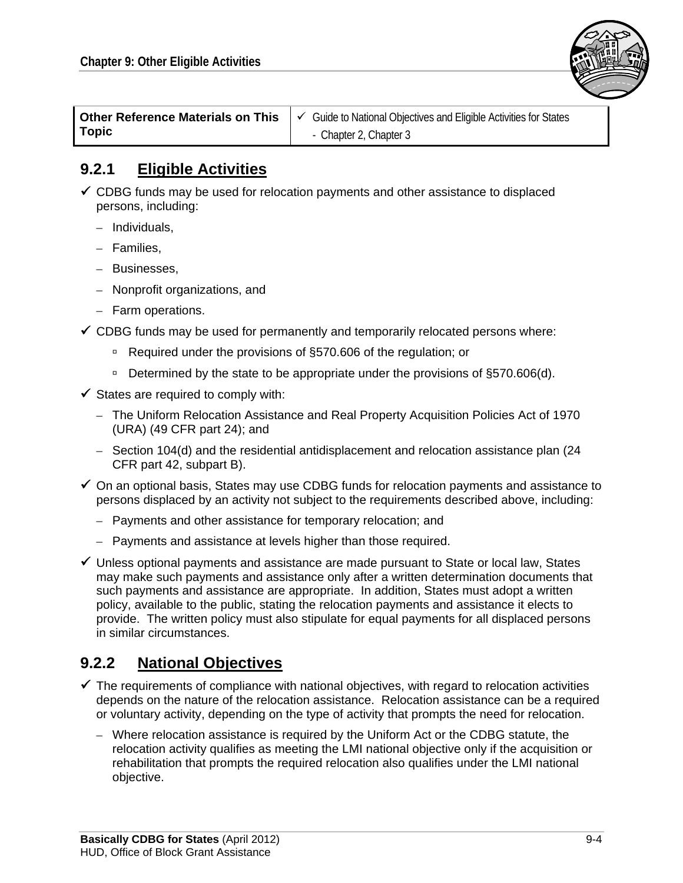| Other Reference Materials on This Topic | ✓ Guide to National Objectives and Eligible Activities for States<br>- Chapter 2, Chapter 3 |
|---|---|

## 9.2.1 Eligible Activities

- ✓ CDBG funds may be used for relocation payments and other assistance to displaced persons, including:
  - Individuals,
  - Families,
  - Businesses,
  - Nonprofit organizations, and
  - Farm operations.
- ✓ CDBG funds may be used for permanently and temporarily relocated persons where:
  - Required under the provisions of §570.606 of the regulation; or
  - Determined by the state to be appropriate under the provisions of §570.606(d).
- ✓ States are required to comply with:
  - The Uniform Relocation Assistance and Real Property Acquisition Policies Act of 1970 (URA) (49 CFR part 24); and
  - Section 104(d) and the residential antidisplacement and relocation assistance plan (24 CFR part 42, subpart B).
- ✓ On an optional basis, States may use CDBG funds for relocation payments and assistance to persons displaced by an activity not subject to the requirements described above, including:
  - Payments and other assistance for temporary relocation; and
  - Payments and assistance at levels higher than those required.
- ✓ Unless optional payments and assistance are made pursuant to State or local law, States may make such payments and assistance only after a written determination documents that such payments and assistance are appropriate. In addition, States must adopt a written policy, available to the public, stating the relocation payments and assistance it elects to provide. The written policy must also stipulate for equal payments for all displaced persons in similar circumstances.

## 9.2.2 National Objectives

- ✓ The requirements of compliance with national objectives, with regard to relocation activities depends on the nature of the relocation assistance. Relocation assistance can be a required or voluntary activity, depending on the type of activity that prompts the need for relocation.
  - Where relocation assistance is required by the Uniform Act or the CDBG statute, the relocation activity qualifies as meeting the LMI national objective only if the acquisition or rehabilitation that prompts the required relocation also qualifies under the LMI national objective.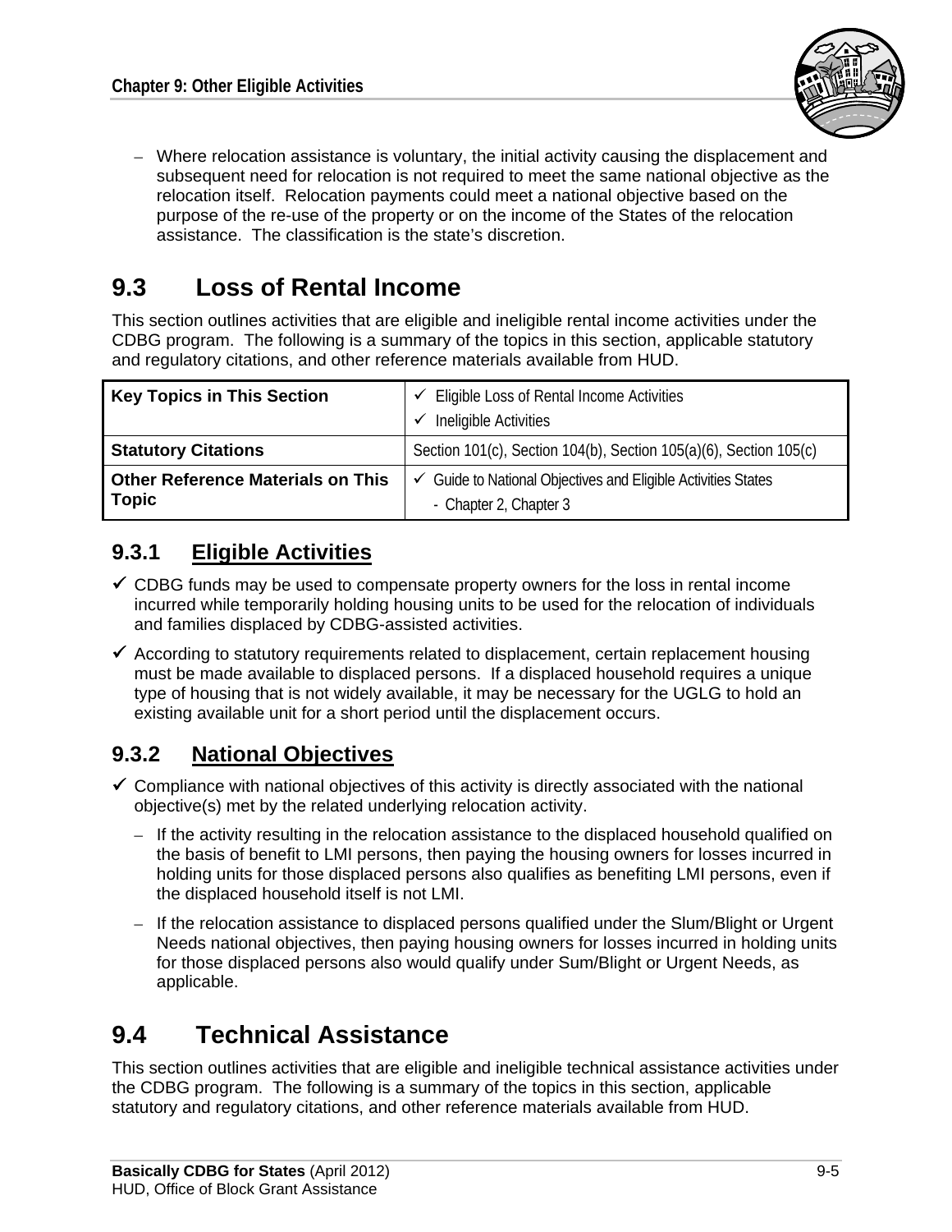– Where relocation assistance is voluntary, the initial activity causing the displacement and subsequent need for relocation is not required to meet the same national objective as the relocation itself. Relocation payments could meet a national objective based on the purpose of the re-use of the property or on the income of the States of the relocation assistance. The classification is the state's discretion.

# 9.3 Loss of Rental Income

This section outlines activities that are eligible and ineligible rental income activities under the CDBG program. The following is a summary of the topics in this section, applicable statutory and regulatory citations, and other reference materials available from HUD.

| **Key Topics in This Section** | ✓ Eligible Loss of Rental Income Activities<br>✓ Ineligible Activities |
|---|---|
| **Statutory Citations** | Section 101(c), Section 104(b), Section 105(a)(6), Section 105(c) |
| **Other Reference Materials on This Topic** | ✓ Guide to National Objectives and Eligible Activities States<br>- Chapter 2, Chapter 3 |

## 9.3.1 Eligible Activities

- ✓ CDBG funds may be used to compensate property owners for the loss in rental income incurred while temporarily holding housing units to be used for the relocation of individuals and families displaced by CDBG-assisted activities.
- ✓ According to statutory requirements related to displacement, certain replacement housing must be made available to displaced persons. If a displaced household requires a unique type of housing that is not widely available, it may be necessary for the UGLG to hold an existing available unit for a short period until the displacement occurs.

## 9.3.2 National Objectives

- ✓ Compliance with national objectives of this activity is directly associated with the national objective(s) met by the related underlying relocation activity.
  - If the activity resulting in the relocation assistance to the displaced household qualified on the basis of benefit to LMI persons, then paying the housing owners for losses incurred in holding units for those displaced persons also qualifies as benefiting LMI persons, even if the displaced household itself is not LMI.
  - If the relocation assistance to displaced persons qualified under the Slum/Blight or Urgent Needs national objectives, then paying housing owners for losses incurred in holding units for those displaced persons also would qualify under Sum/Blight or Urgent Needs, as applicable.

# 9.4 Technical Assistance

This section outlines activities that are eligible and ineligible technical assistance activities under the CDBG program. The following is a summary of the topics in this section, applicable statutory and regulatory citations, and other reference materials available from HUD.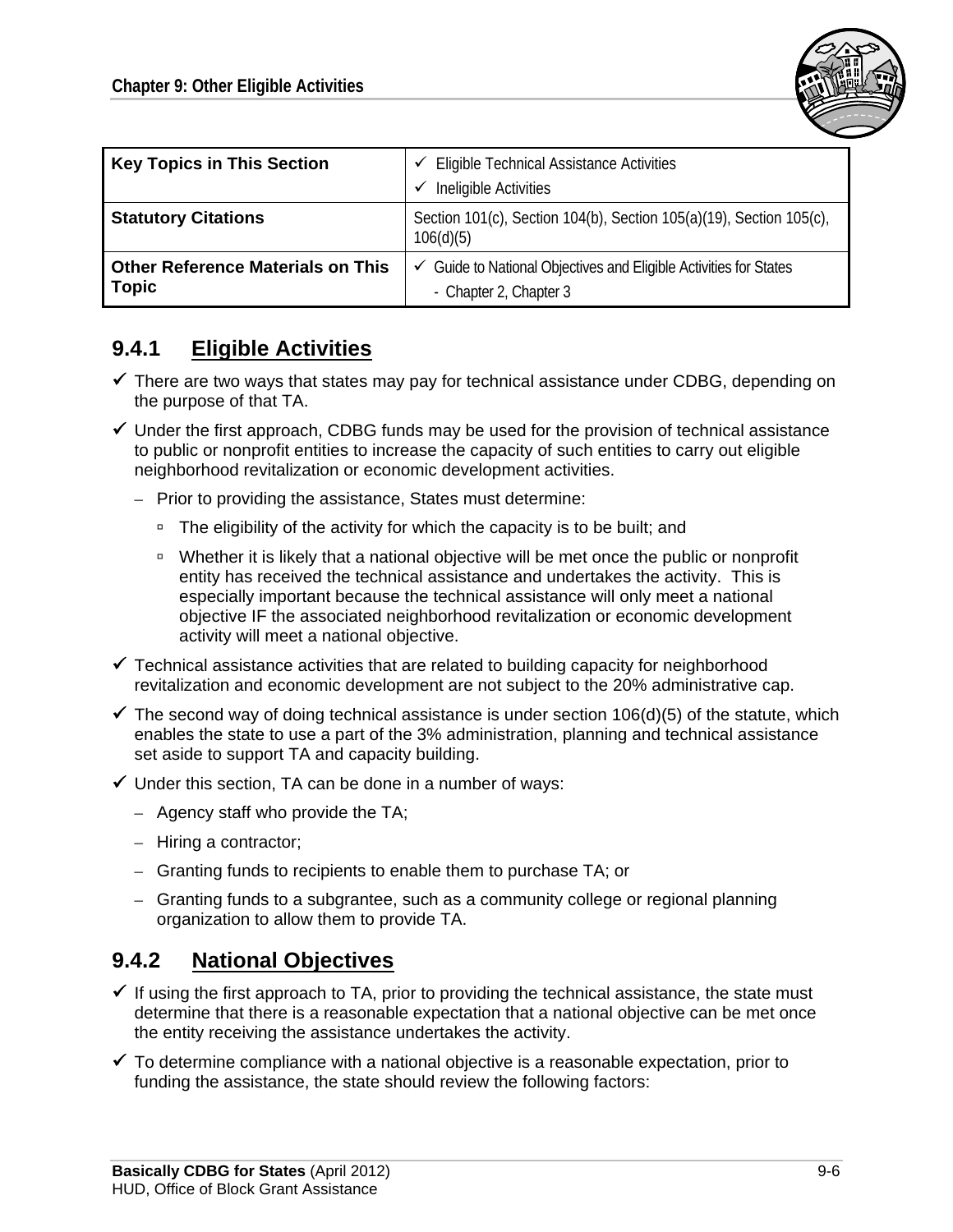| Key Topics in This Section | ✓ Eligible Technical Assistance Activities<br>✓ Ineligible Activities |
|---|---|
| **Statutory Citations** | Section 101(c), Section 104(b), Section 105(a)(19), Section 105(c), 106(d)(5) |
| **Other Reference Materials on This Topic** | ✓ Guide to National Objectives and Eligible Activities for States<br>- Chapter 2, Chapter 3 |

## 9.4.1 Eligible Activities

- ✓ There are two ways that states may pay for technical assistance under CDBG, depending on the purpose of that TA.
- ✓ Under the first approach, CDBG funds may be used for the provision of technical assistance to public or nonprofit entities to increase the capacity of such entities to carry out eligible neighborhood revitalization or economic development activities.
  - Prior to providing the assistance, States must determine:
    - The eligibility of the activity for which the capacity is to be built; and
    - Whether it is likely that a national objective will be met once the public or nonprofit entity has received the technical assistance and undertakes the activity. This is especially important because the technical assistance will only meet a national objective IF the associated neighborhood revitalization or economic development activity will meet a national objective.
- ✓ Technical assistance activities that are related to building capacity for neighborhood revitalization and economic development are not subject to the 20% administrative cap.
- ✓ The second way of doing technical assistance is under section 106(d)(5) of the statute, which enables the state to use a part of the 3% administration, planning and technical assistance set aside to support TA and capacity building.
- ✓ Under this section, TA can be done in a number of ways:
  - Agency staff who provide the TA;
  - Hiring a contractor;
  - Granting funds to recipients to enable them to purchase TA; or
  - Granting funds to a subgrantee, such as a community college or regional planning organization to allow them to provide TA.

## 9.4.2 National Objectives

- ✓ If using the first approach to TA, prior to providing the technical assistance, the state must determine that there is a reasonable expectation that a national objective can be met once the entity receiving the assistance undertakes the activity.
- ✓ To determine compliance with a national objective is a reasonable expectation, prior to funding the assistance, the state should review the following factors: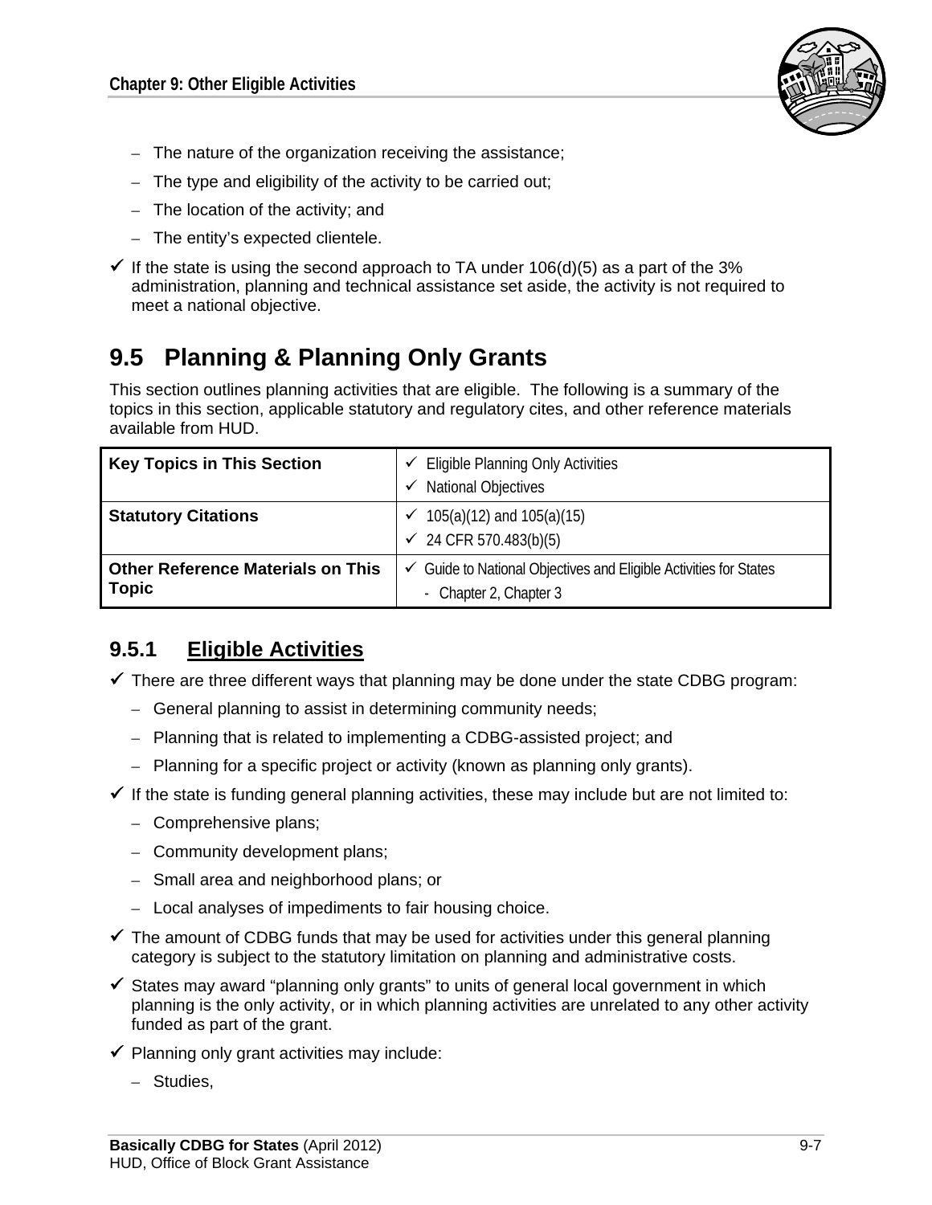- The nature of the organization receiving the assistance;
- The type and eligibility of the activity to be carried out;
- The location of the activity; and
- The entity's expected clientele.

✓ If the state is using the second approach to TA under 106(d)(5) as a part of the 3% administration, planning and technical assistance set aside, the activity is not required to meet a national objective.

## 9.5 Planning & Planning Only Grants

This section outlines planning activities that are eligible. The following is a summary of the topics in this section, applicable statutory and regulatory cites, and other reference materials available from HUD.

| | |
|---|---|
| **Key Topics in This Section** | ✓ Eligible Planning Only Activities<br>✓ National Objectives |
| **Statutory Citations** | ✓ 105(a)(12) and 105(a)(15)<br>✓ 24 CFR 570.483(b)(5) |
| **Other Reference Materials on This Topic** | ✓ Guide to National Objectives and Eligible Activities for States<br>- Chapter 2, Chapter 3 |

### 9.5.1 Eligible Activities

✓ There are three different ways that planning may be done under the state CDBG program:

- General planning to assist in determining community needs;
- Planning that is related to implementing a CDBG-assisted project; and
- Planning for a specific project or activity (known as planning only grants).

✓ If the state is funding general planning activities, these may include but are not limited to:

- Comprehensive plans;
- Community development plans;
- Small area and neighborhood plans; or
- Local analyses of impediments to fair housing choice.

✓ The amount of CDBG funds that may be used for activities under this general planning category is subject to the statutory limitation on planning and administrative costs.

✓ States may award "planning only grants" to units of general local government in which planning is the only activity, or in which planning activities are unrelated to any other activity funded as part of the grant.

✓ Planning only grant activities may include:

- Studies,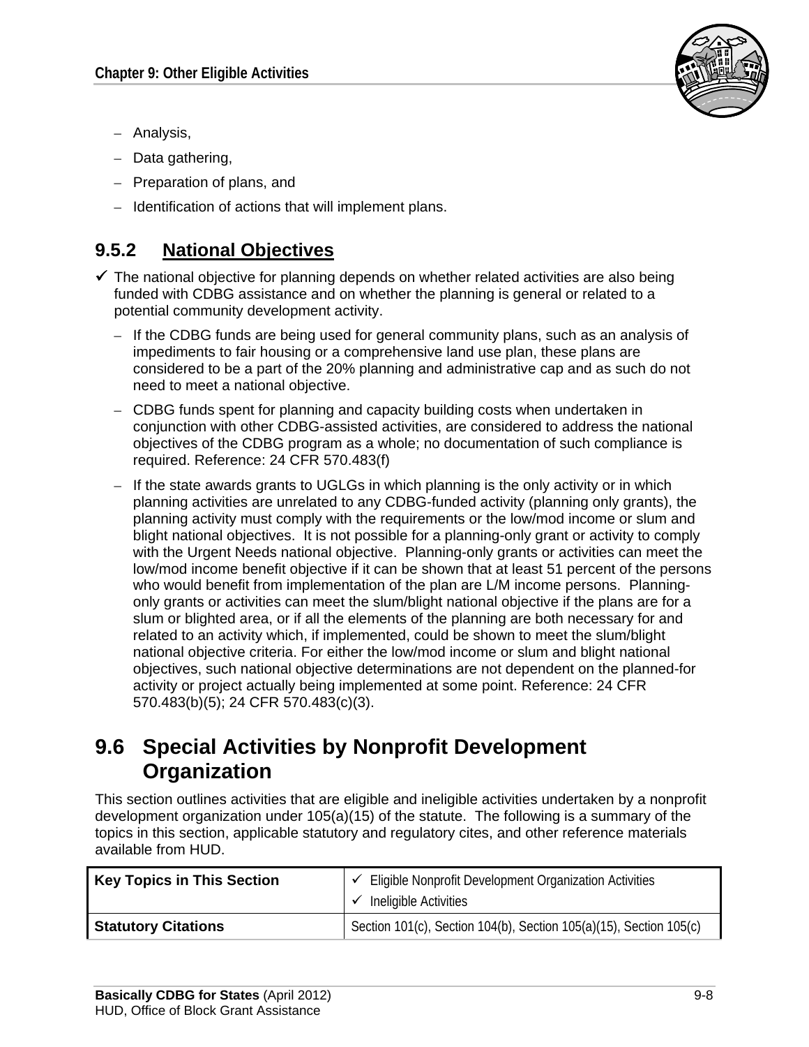- Analysis,
- Data gathering,
- Preparation of plans, and
- Identification of actions that will implement plans.

### 9.5.2 National Objectives

✓ The national objective for planning depends on whether related activities are also being funded with CDBG assistance and on whether the planning is general or related to a potential community development activity.

- If the CDBG funds are being used for general community plans, such as an analysis of impediments to fair housing or a comprehensive land use plan, these plans are considered to be a part of the 20% planning and administrative cap and as such do not need to meet a national objective.
- CDBG funds spent for planning and capacity building costs when undertaken in conjunction with other CDBG-assisted activities, are considered to address the national objectives of the CDBG program as a whole; no documentation of such compliance is required. Reference: 24 CFR 570.483(f)
- If the state awards grants to UGLGs in which planning is the only activity or in which planning activities are unrelated to any CDBG-funded activity (planning only grants), the planning activity must comply with the requirements or the low/mod income or slum and blight national objectives. It is not possible for a planning-only grant or activity to comply with the Urgent Needs national objective. Planning-only grants or activities can meet the low/mod income benefit objective if it can be shown that at least 51 percent of the persons who would benefit from implementation of the plan are L/M income persons. Planning-only grants or activities can meet the slum/blight national objective if the plans are for a slum or blighted area, or if all the elements of the planning are both necessary for and related to an activity which, if implemented, could be shown to meet the slum/blight national objective criteria. For either the low/mod income or slum and blight national objectives, such national objective determinations are not dependent on the planned-for activity or project actually being implemented at some point. Reference: 24 CFR 570.483(b)(5); 24 CFR 570.483(c)(3).

## 9.6 Special Activities by Nonprofit Development Organization

This section outlines activities that are eligible and ineligible activities undertaken by a nonprofit development organization under 105(a)(15) of the statute. The following is a summary of the topics in this section, applicable statutory and regulatory cites, and other reference materials available from HUD.

| **Key Topics in This Section** | ✓ Eligible Nonprofit Development Organization Activities<br>✓ Ineligible Activities |
|---|---|
| **Statutory Citations** | Section 101(c), Section 104(b), Section 105(a)(15), Section 105(c) |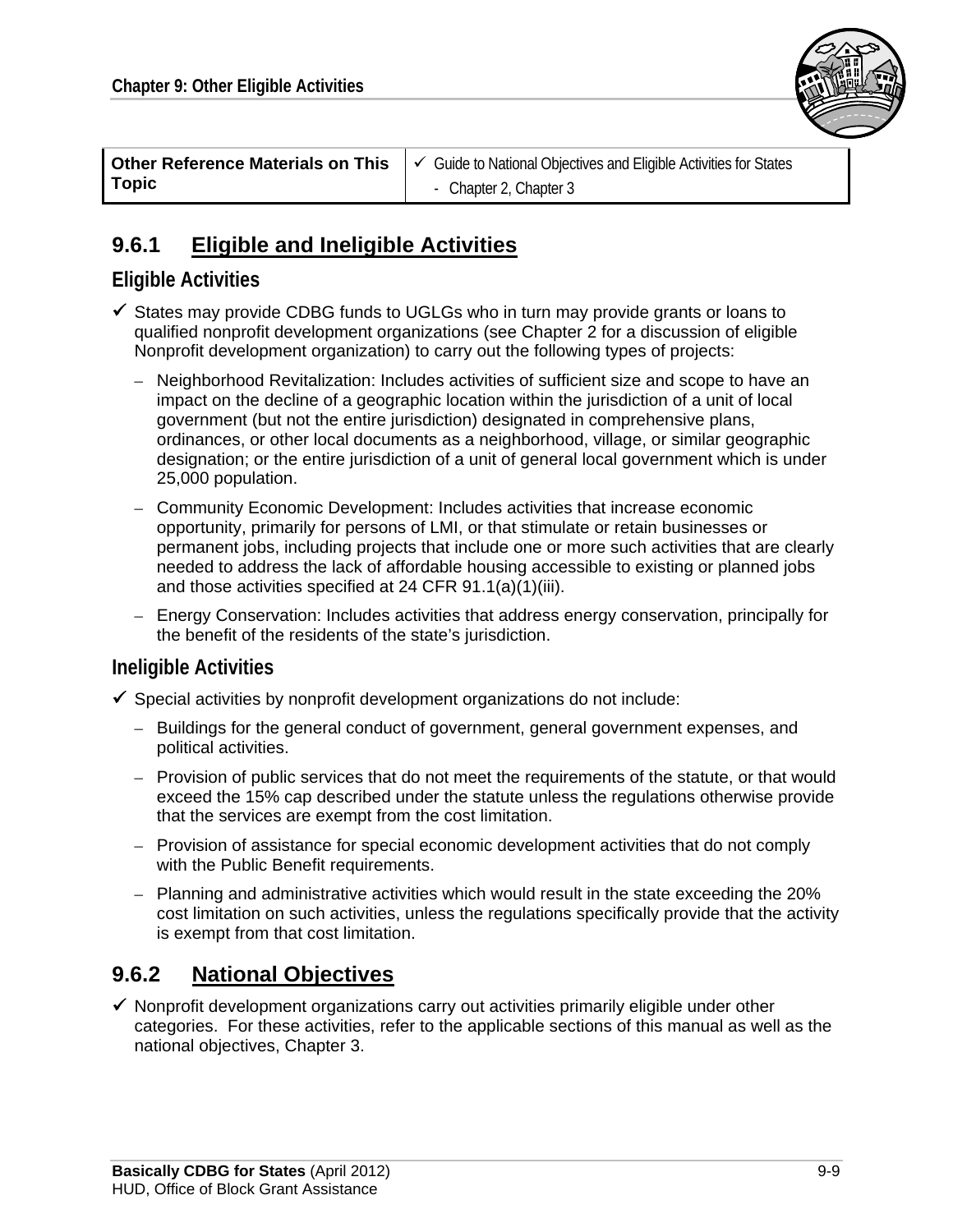| Other Reference Materials on This Topic | ✓ Guide to National Objectives and Eligible Activities for States<br>- Chapter 2, Chapter 3 |
|---|---|

## 9.6.1 Eligible and Ineligible Activities

### Eligible Activities

- ✓ States may provide CDBG funds to UGLGs who in turn may provide grants or loans to qualified nonprofit development organizations (see Chapter 2 for a discussion of eligible Nonprofit development organization) to carry out the following types of projects:
  - Neighborhood Revitalization: Includes activities of sufficient size and scope to have an impact on the decline of a geographic location within the jurisdiction of a unit of local government (but not the entire jurisdiction) designated in comprehensive plans, ordinances, or other local documents as a neighborhood, village, or similar geographic designation; or the entire jurisdiction of a unit of general local government which is under 25,000 population.
  - Community Economic Development: Includes activities that increase economic opportunity, primarily for persons of LMI, or that stimulate or retain businesses or permanent jobs, including projects that include one or more such activities that are clearly needed to address the lack of affordable housing accessible to existing or planned jobs and those activities specified at 24 CFR 91.1(a)(1)(iii).
  - Energy Conservation: Includes activities that address energy conservation, principally for the benefit of the residents of the state's jurisdiction.

### Ineligible Activities

- ✓ Special activities by nonprofit development organizations do not include:
  - Buildings for the general conduct of government, general government expenses, and political activities.
  - Provision of public services that do not meet the requirements of the statute, or that would exceed the 15% cap described under the statute unless the regulations otherwise provide that the services are exempt from the cost limitation.
  - Provision of assistance for special economic development activities that do not comply with the Public Benefit requirements.
  - Planning and administrative activities which would result in the state exceeding the 20% cost limitation on such activities, unless the regulations specifically provide that the activity is exempt from that cost limitation.

## 9.6.2 National Objectives

- ✓ Nonprofit development organizations carry out activities primarily eligible under other categories. For these activities, refer to the applicable sections of this manual as well as the national objectives, Chapter 3.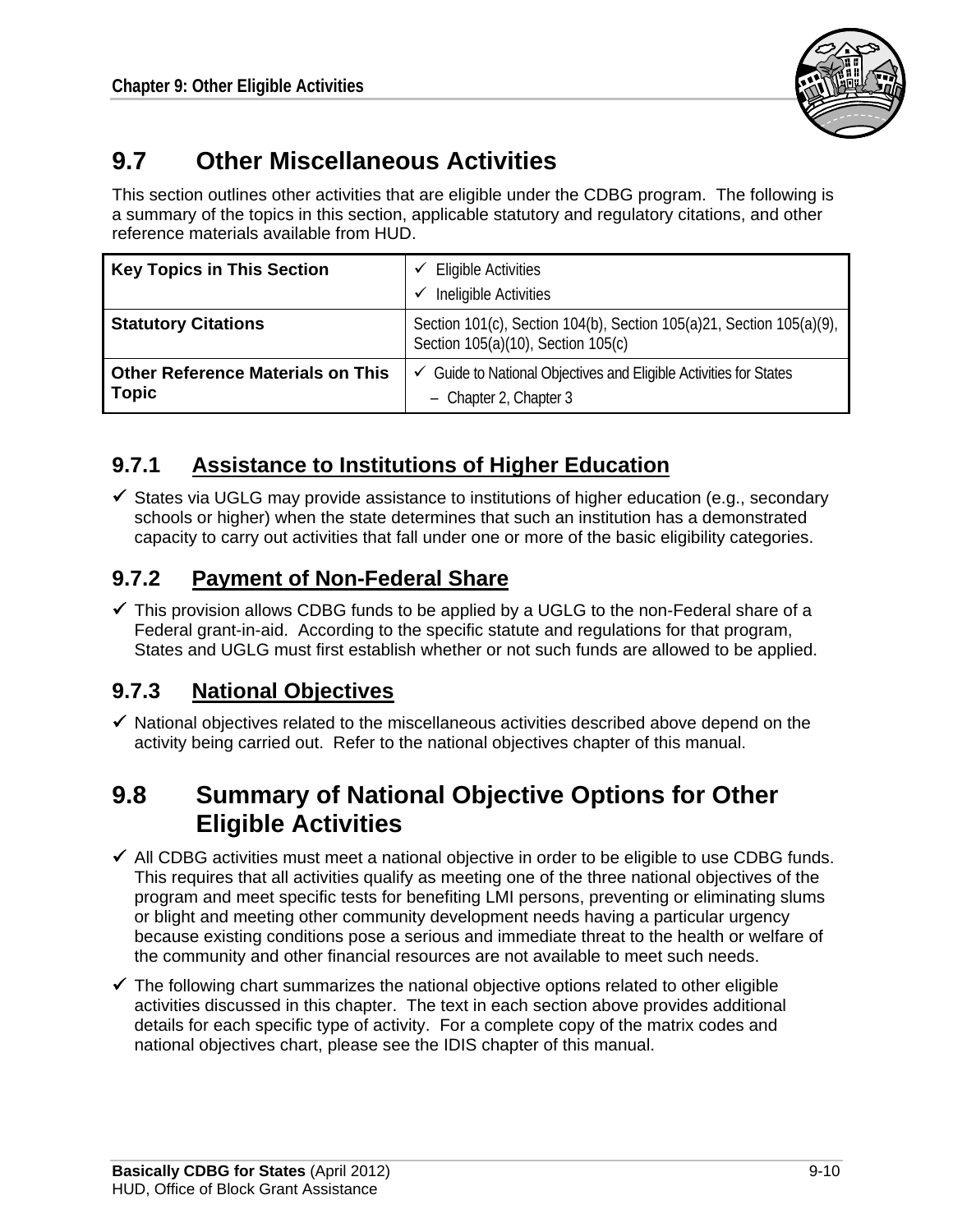## 9.7 Other Miscellaneous Activities

This section outlines other activities that are eligible under the CDBG program. The following is a summary of the topics in this section, applicable statutory and regulatory citations, and other reference materials available from HUD.

| **Key Topics in This Section** | ✓ Eligible Activities<br>✓ Ineligible Activities |
|---|---|
| **Statutory Citations** | Section 101(c), Section 104(b), Section 105(a)21, Section 105(a)(9), Section 105(a)(10), Section 105(c) |
| **Other Reference Materials on This Topic** | ✓ Guide to National Objectives and Eligible Activities for States<br>– Chapter 2, Chapter 3 |

### 9.7.1 Assistance to Institutions of Higher Education

- ✓ States via UGLG may provide assistance to institutions of higher education (e.g., secondary schools or higher) when the state determines that such an institution has a demonstrated capacity to carry out activities that fall under one or more of the basic eligibility categories.

### 9.7.2 Payment of Non-Federal Share

- ✓ This provision allows CDBG funds to be applied by a UGLG to the non-Federal share of a Federal grant-in-aid. According to the specific statute and regulations for that program, States and UGLG must first establish whether or not such funds are allowed to be applied.

### 9.7.3 National Objectives

- ✓ National objectives related to the miscellaneous activities described above depend on the activity being carried out. Refer to the national objectives chapter of this manual.

## 9.8 Summary of National Objective Options for Other Eligible Activities

- ✓ All CDBG activities must meet a national objective in order to be eligible to use CDBG funds. This requires that all activities qualify as meeting one of the three national objectives of the program and meet specific tests for benefiting LMI persons, preventing or eliminating slums or blight and meeting other community development needs having a particular urgency because existing conditions pose a serious and immediate threat to the health or welfare of the community and other financial resources are not available to meet such needs.
- ✓ The following chart summarizes the national objective options related to other eligible activities discussed in this chapter. The text in each section above provides additional details for each specific type of activity. For a complete copy of the matrix codes and national objectives chart, please see the IDIS chapter of this manual.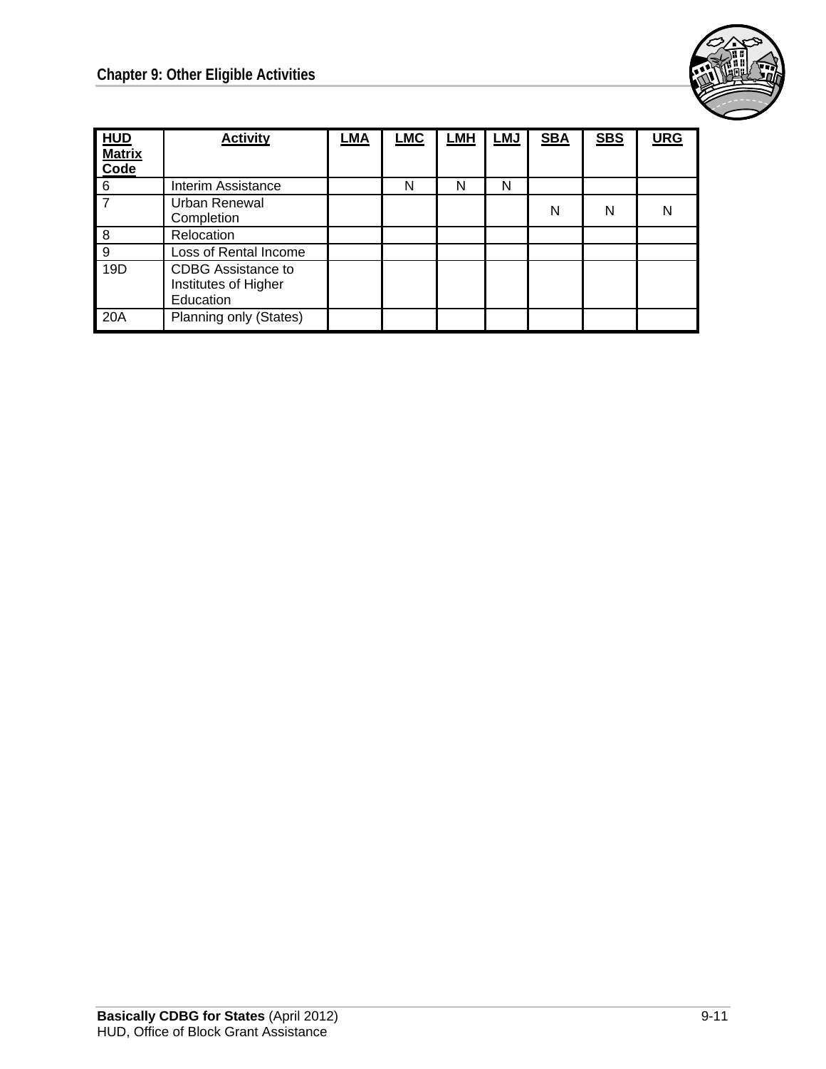| HUD Matrix Code | Activity | LMA | LMC | LMH | LMJ | SBA | SBS | URG |
|---|---|---|---|---|---|---|---|---|
| 6 | Interim Assistance | | N | N | N | | | |
| 7 | Urban Renewal Completion | | | | | N | N | N |
| 8 | Relocation | | | | | | | |
| 9 | Loss of Rental Income | | | | | | | |
| 19D | CDBG Assistance to Institutes of Higher Education | | | | | | | |
| 20A | Planning only (States) | | | | | | | |